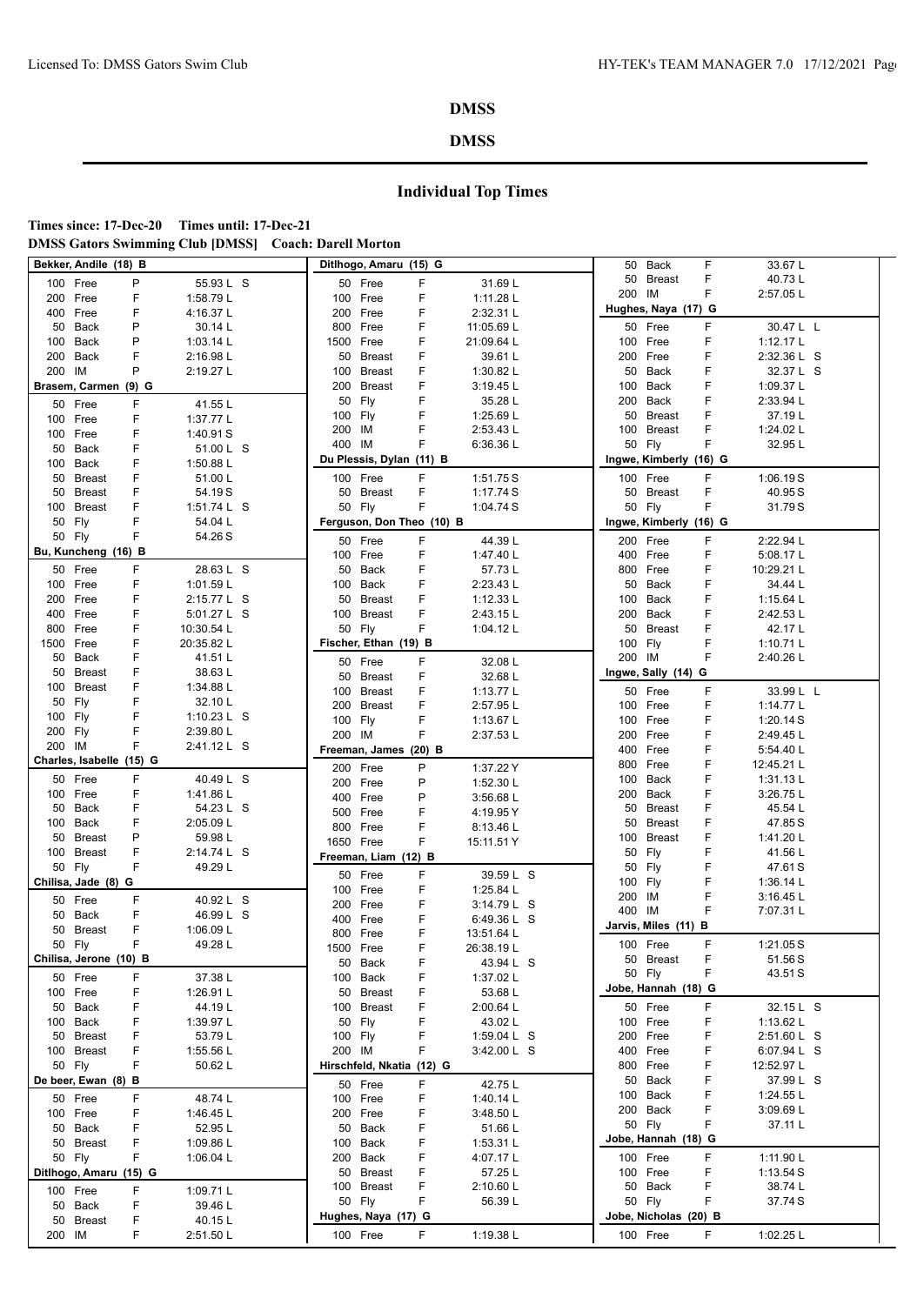# DMSS

## DMSS

### Individual Top Times

**Times since: 17-Dec-20 Times until: 17-Dec-21**

**DMSS Gators Swimming Club [DMSS] Coach: Darell Morton**

**Bekker, Andile (18) B**

| Event | | Time |
|---|---|---|
| 100 Free | P | 55.93 L S |
| 200 Free | F | 1:58.79 L |
| 400 Free | F | 4:16.37 L |
| 50 Back | P | 30.14 L |
| 100 Back | P | 1:03.14 L |
| 200 Back | F | 2:16.98 L |
| 200 IM | P | 2:19.27 L |

**Brasem, Carmen (9) G**

| Event | | Time |
|---|---|---|
| 50 Free | F | 41.55 L |
| 100 Free | F | 1:37.77 L |
| 100 Free | F | 1:40.91 S |
| 50 Back | F | 51.00 L S |
| 100 Back | F | 1:50.88 L |
| 50 Breast | F | 51.00 L |
| 50 Breast | F | 54.19 S |
| 100 Breast | F | 1:51.74 L S |
| 50 Fly | F | 54.04 L |
| 50 Fly | F | 54.26 S |

**Bu, Kuncheng (16) B**

| Event | | Time |
|---|---|---|
| 50 Free | F | 28.63 L S |
| 100 Free | F | 1:01.59 L |
| 200 Free | F | 2:15.77 L S |
| 400 Free | F | 5:01.27 L S |
| 800 Free | F | 10:30.54 L |
| 1500 Free | F | 20:35.82 L |
| 50 Back | F | 41.51 L |
| 50 Breast | F | 38.63 L |
| 100 Breast | F | 1:34.88 L |
| 50 Fly | F | 32.10 L |
| 100 Fly | F | 1:10.23 L S |
| 200 Fly | F | 2:39.80 L |
| 200 IM | F | 2:41.12 L S |

**Charles, Isabelle (15) G**

| Event | | Time |
|---|---|---|
| 50 Free | F | 40.49 L S |
| 100 Free | F | 1:41.86 L |
| 50 Back | F | 54.23 L S |
| 100 Back | F | 2:05.09 L |
| 50 Breast | P | 59.98 L |
| 100 Breast | F | 2:14.74 L S |
| 50 Fly | F | 49.29 L |

**Chilisa, Jade (8) G**

| Event | | Time |
|---|---|---|
| 50 Free | F | 40.92 L S |
| 50 Back | F | 46.99 L S |
| 50 Breast | F | 1:06.09 L |
| 50 Fly | F | 49.28 L |

**Chilisa, Jerone (10) B**

| Event | | Time |
|---|---|---|
| 50 Free | F | 37.38 L |
| 100 Free | F | 1:26.91 L |
| 50 Back | F | 44.19 L |
| 100 Back | F | 1:39.97 L |
| 50 Breast | F | 53.79 L |
| 100 Breast | F | 1:55.56 L |
| 50 Fly | F | 50.62 L |

**De beer, Ewan (8) B**

| Event | | Time |
|---|---|---|
| 50 Free | F | 48.74 L |
| 100 Free | F | 1:46.45 L |
| 50 Back | F | 52.95 L |
| 50 Breast | F | 1:09.86 L |
| 50 Fly | F | 1:06.04 L |

**Ditlhogo, Amaru (15) G**

| Event | | Time |
|---|---|---|
| 100 Free | F | 1:09.71 L |
| 50 Back | F | 39.46 L |
| 50 Breast | F | 40.15 L |
| 200 IM | F | 2:51.50 L |

**Ditlhogo, Amaru (15) G**

| Event | | Time |
|---|---|---|
| 50 Free | F | 31.69 L |
| 100 Free | F | 1:11.28 L |
| 200 Free | F | 2:32.31 L |
| 800 Free | F | 11:05.69 L |
| 1500 Free | F | 21:09.64 L |
| 50 Breast | F | 39.61 L |
| 100 Breast | F | 1:30.82 L |
| 200 Breast | F | 3:19.45 L |
| 50 Fly | F | 35.28 L |
| 100 Fly | F | 1:25.69 L |
| 200 IM | F | 2:53.43 L |
| 400 IM | F | 6:36.36 L |

**Du Plessis, Dylan (11) B**

| Event | | Time |
|---|---|---|
| 100 Free | F | 1:51.75 S |
| 50 Breast | F | 1:17.74 S |
| 50 Fly | F | 1:04.74 S |

**Ferguson, Don Theo (10) B**

| Event | | Time |
|---|---|---|
| 50 Free | F | 44.39 L |
| 100 Free | F | 1:47.40 L |
| 50 Back | F | 57.73 L |
| 100 Back | F | 2:23.43 L |
| 50 Breast | F | 1:12.33 L |
| 100 Breast | F | 2:43.15 L |
| 50 Fly | F | 1:04.12 L |

**Fischer, Ethan (19) B**

| Event | | Time |
|---|---|---|
| 50 Free | F | 32.08 L |
| 50 Breast | F | 32.68 L |
| 100 Breast | F | 1:13.77 L |
| 200 Breast | F | 2:57.95 L |
| 100 Fly | F | 1:13.67 L |
| 200 IM | F | 2:37.53 L |

**Freeman, James (20) B**

| Event | | Time |
|---|---|---|
| 200 Free | P | 1:37.22 Y |
| 200 Free | P | 1:52.30 L |
| 400 Free | P | 3:56.68 L |
| 500 Free | F | 4:19.95 Y |
| 800 Free | F | 8:13.46 L |
| 1650 Free | F | 15:11.51 Y |

**Freeman, Liam (12) B**

| Event | | Time |
|---|---|---|
| 50 Free | F | 39.59 L S |
| 100 Free | F | 1:25.84 L |
| 200 Free | F | 3:14.79 L S |
| 400 Free | F | 6:49.36 L S |
| 800 Free | F | 13:51.64 L |
| 1500 Free | F | 26:38.19 L |
| 50 Back | F | 43.94 L S |
| 100 Back | F | 1:37.02 L |
| 50 Breast | F | 53.68 L |
| 100 Breast | F | 2:00.64 L |
| 50 Fly | F | 43.02 L |
| 100 Fly | F | 1:59.04 L S |
| 200 IM | F | 3:42.00 L S |

**Hirschfeld, Nkatia (12) G**

| Event | | Time |
|---|---|---|
| 50 Free | F | 42.75 L |
| 100 Free | F | 1:40.14 L |
| 200 Free | F | 3:48.50 L |
| 50 Back | F | 51.66 L |
| 100 Back | F | 1:53.31 L |
| 200 Back | F | 4:07.17 L |
| 50 Breast | F | 57.25 L |
| 100 Breast | F | 2:10.60 L |
| 50 Fly | F | 56.39 L |

**Hughes, Naya (17) G**

| Event | | Time |
|---|---|---|
| 100 Free | F | 1:19.38 L |
| 50 Back | F | 33.67 L |
| 50 Breast | F | 40.73 L |
| 200 IM | F | 2:57.05 L |

**Hughes, Naya (17) G**

| Event | | Time |
|---|---|---|
| 50 Free | F | 30.47 L L |
| 100 Free | F | 1:12.17 L |
| 200 Free | F | 2:32.36 L S |
| 50 Back | F | 32.37 L S |
| 100 Back | F | 1:09.37 L |
| 200 Back | F | 2:33.94 L |
| 50 Breast | F | 37.19 L |
| 100 Breast | F | 1:24.02 L |
| 50 Fly | F | 32.95 L |

**Ingwe, Kimberly (16) G**

| Event | | Time |
|---|---|---|
| 100 Free | F | 1:06.19 S |
| 50 Breast | F | 40.95 S |
| 50 Fly | F | 31.79 S |

**Ingwe, Kimberly (16) G**

| Event | | Time |
|---|---|---|
| 200 Free | F | 2:22.94 L |
| 400 Free | F | 5:08.17 L |
| 800 Free | F | 10:29.21 L |
| 50 Back | F | 34.44 L |
| 100 Back | F | 1:15.64 L |
| 200 Back | F | 2:42.53 L |
| 50 Breast | F | 42.17 L |
| 100 Fly | F | 1:10.71 L |
| 200 IM | F | 2:40.26 L |

**Ingwe, Sally (14) G**

| Event | | Time |
|---|---|---|
| 50 Free | F | 33.99 L L |
| 100 Free | F | 1:14.77 L |
| 100 Free | F | 1:20.14 S |
| 200 Free | F | 2:49.45 L |
| 400 Free | F | 5:54.40 L |
| 800 Free | F | 12:45.21 L |
| 100 Back | F | 1:31.13 L |
| 200 Back | F | 3:26.75 L |
| 50 Breast | F | 45.54 L |
| 50 Breast | F | 47.85 S |
| 100 Breast | F | 1:41.20 L |
| 50 Fly | F | 41.56 L |
| 50 Fly | F | 47.61 S |
| 100 Fly | F | 1:36.14 L |
| 200 IM | F | 3:16.45 L |
| 400 IM | F | 7:07.31 L |

**Jarvis, Miles (11) B**

| Event | | Time |
|---|---|---|
| 100 Free | F | 1:21.05 S |
| 50 Breast | F | 51.56 S |
| 50 Fly | F | 43.51 S |

**Jobe, Hannah (18) G**

| Event | | Time |
|---|---|---|
| 50 Free | F | 32.15 L S |
| 100 Free | F | 1:13.62 L |
| 200 Free | F | 2:51.60 L S |
| 400 Free | F | 6:07.94 L S |
| 800 Free | F | 12:52.97 L |
| 50 Back | F | 37.99 L S |
| 100 Back | F | 1:24.55 L |
| 200 Back | F | 3:09.69 L |
| 50 Fly | F | 37.11 L |

**Jobe, Hannah (18) G**

| Event | | Time |
|---|---|---|
| 100 Free | F | 1:11.90 L |
| 100 Free | F | 1:13.54 S |
| 50 Back | F | 38.74 L |
| 50 Fly | F | 37.74 S |

**Jobe, Nicholas (20) B**

| Event | | Time |
|---|---|---|
| 100 Free | F | 1:02.25 L |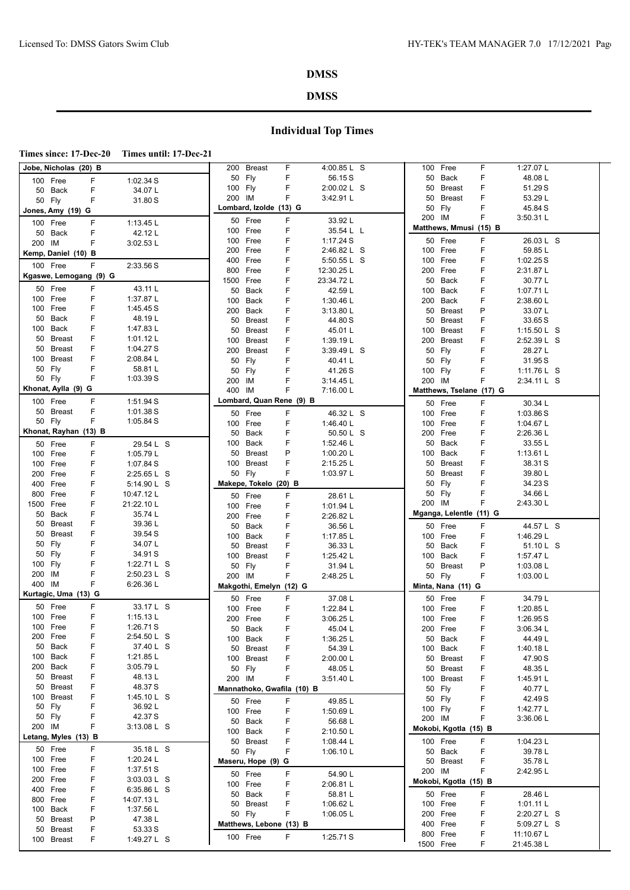# DMSS

## DMSS

### Individual Top Times

**Times since: 17-Dec-20 Times until: 17-Dec-21**

**Jobe, Nicholas (20) B**

| Event | | | Time |
|---|---|---|---|
| 100 | Free | F | 1:02.34 S |
| 50 | Back | F | 34.07 L |
| 50 | Fly | F | 31.80 S |

**Jones, Amy (19) G**

| Event | | | Time |
|---|---|---|---|
| 100 | Free | F | 1:13.45 L |
| 50 | Back | F | 42.12 L |
| 200 | IM | F | 3:02.53 L |

**Kemp, Daniel (10) B**

| Event | | | Time |
|---|---|---|---|
| 100 | Free | F | 2:33.56 S |

**Kgaswe, Lemogang (9) G**

| Event | | | Time |
|---|---|---|---|
| 50 | Free | F | 43.11 L |
| 100 | Free | F | 1:37.87 L |
| 100 | Free | F | 1:45.45 S |
| 50 | Back | F | 48.19 L |
| 100 | Back | F | 1:47.83 L |
| 50 | Breast | F | 1:01.12 L |
| 50 | Breast | F | 1:04.27 S |
| 100 | Breast | F | 2:08.84 L |
| 50 | Fly | F | 58.81 L |
| 50 | Fly | F | 1:03.39 S |

**Khonat, Aylla (9) G**

| Event | | | Time |
|---|---|---|---|
| 100 | Free | F | 1:51.94 S |
| 50 | Breast | F | 1:01.38 S |
| 50 | Fly | F | 1:05.84 S |

**Khonat, Rayhan (13) B**

| Event | | | Time |
|---|---|---|---|
| 50 | Free | F | 29.54 L S |
| 100 | Free | F | 1:05.79 L |
| 100 | Free | F | 1:07.84 S |
| 200 | Free | F | 2:25.65 L S |
| 400 | Free | F | 5:14.90 L S |
| 800 | Free | F | 10:47.12 L |
| 1500 | Free | F | 21:22.10 L |
| 50 | Back | F | 35.74 L |
| 50 | Breast | F | 39.36 L |
| 50 | Breast | F | 39.54 S |
| 50 | Fly | F | 34.07 L |
| 50 | Fly | F | 34.91 S |
| 100 | Fly | F | 1:22.71 L S |
| 200 | IM | F | 2:50.23 L S |
| 400 | IM | F | 6:26.36 L |

**Kurtagic, Uma (13) G**

| Event | | | Time |
|---|---|---|---|
| 50 | Free | F | 33.17 L S |
| 100 | Free | F | 1:15.13 L |
| 100 | Free | F | 1:26.71 S |
| 200 | Free | F | 2:54.50 L S |
| 50 | Back | F | 37.40 L S |
| 100 | Back | F | 1:21.85 L |
| 200 | Back | F | 3:05.79 L |
| 50 | Breast | F | 48.13 L |
| 50 | Breast | F | 48.37 S |
| 100 | Breast | F | 1:45.10 L S |
| 50 | Fly | F | 36.92 L |
| 50 | Fly | F | 42.37 S |
| 200 | IM | F | 3:13.08 L S |

**Letang, Myles (13) B**

| Event | | | Time |
|---|---|---|---|
| 50 | Free | F | 35.18 L S |
| 100 | Free | F | 1:20.24 L |
| 100 | Free | F | 1:37.51 S |
| 200 | Free | F | 3:03.03 L S |
| 400 | Free | F | 6:35.86 L S |
| 800 | Free | F | 14:07.13 L |
| 100 | Back | F | 1:37.56 L |
| 50 | Breast | P | 47.38 L |
| 50 | Breast | F | 53.33 S |
| 100 | Breast | F | 1:49.27 L S |
| 200 | Breast | F | 4:00.85 L S |
| 50 | Fly | F | 56.15 S |
| 100 | Fly | F | 2:00.02 L S |
| 200 | IM | F | 3:42.91 L |

**Lombard, Izolde (13) G**

| Event | | | Time |
|---|---|---|---|
| 50 | Free | F | 33.92 L |
| 100 | Free | F | 35.54 L L |
| 100 | Free | F | 1:17.24 S |
| 200 | Free | F | 2:46.82 L S |
| 400 | Free | F | 5:50.55 L S |
| 800 | Free | F | 12:30.25 L |
| 1500 | Free | F | 23:34.72 L |
| 50 | Back | F | 42.59 L |
| 100 | Back | F | 1:30.46 L |
| 200 | Back | F | 3:13.80 L |
| 50 | Breast | F | 44.80 S |
| 50 | Breast | F | 45.01 L |
| 100 | Breast | F | 1:39.19 L |
| 200 | Breast | F | 3:39.49 L S |
| 50 | Fly | F | 40.41 L |
| 50 | Fly | F | 41.26 S |
| 200 | IM | F | 3:14.45 L |
| 400 | IM | F | 7:16.00 L |

**Lombard, Quan Rene (9) B**

| Event | | | Time |
|---|---|---|---|
| 50 | Free | F | 46.32 L S |
| 100 | Free | F | 1:46.40 L |
| 50 | Back | F | 50.50 L S |
| 100 | Back | F | 1:52.46 L |
| 50 | Breast | P | 1:00.20 L |
| 100 | Breast | F | 2:15.25 L |
| 50 | Fly | F | 1:03.97 L |

**Makepe, Tokelo (20) B**

| Event | | | Time |
|---|---|---|---|
| 50 | Free | F | 28.61 L |
| 100 | Free | F | 1:01.94 L |
| 200 | Free | F | 2:26.82 L |
| 50 | Back | F | 36.56 L |
| 100 | Back | F | 1:17.85 L |
| 50 | Breast | F | 36.33 L |
| 100 | Breast | F | 1:25.42 L |
| 50 | Fly | F | 31.94 L |
| 200 | IM | F | 2:48.25 L |

**Makgothi, Emelyn (12) G**

| Event | | | Time |
|---|---|---|---|
| 50 | Free | F | 37.08 L |
| 100 | Free | F | 1:22.84 L |
| 200 | Free | F | 3:06.25 L |
| 50 | Back | F | 45.04 L |
| 100 | Back | F | 1:36.25 L |
| 50 | Breast | F | 54.39 L |
| 100 | Breast | F | 2:00.00 L |
| 50 | Fly | F | 48.05 L |
| 200 | IM | F | 3:51.40 L |

**Mannathoko, Gwafila (10) B**

| Event | | | Time |
|---|---|---|---|
| 50 | Free | F | 49.85 L |
| 100 | Free | F | 1:50.69 L |
| 50 | Back | F | 56.68 L |
| 100 | Back | F | 2:10.50 L |
| 50 | Breast | F | 1:08.44 L |
| 50 | Fly | F | 1:06.10 L |

**Maseru, Hope (9) G**

| Event | | | Time |
|---|---|---|---|
| 50 | Free | F | 54.90 L |
| 100 | Free | F | 2:06.81 L |
| 50 | Back | F | 58.81 L |
| 50 | Breast | F | 1:06.62 L |
| 50 | Fly | F | 1:06.05 L |

**Matthews, Lebone (13) B**

| Event | | | Time |
|---|---|---|---|
| 100 | Free | F | 1:25.71 S |
| 100 | Free | F | 1:27.07 L |
| 50 | Back | F | 48.08 L |
| 50 | Breast | F | 51.29 S |
| 50 | Breast | F | 53.29 L |
| 50 | Fly | F | 45.84 S |
| 200 | IM | F | 3:50.31 L |

**Matthews, Mmusi (15) B**

| Event | | | Time |
|---|---|---|---|
| 50 | Free | F | 26.03 L S |
| 100 | Free | F | 59.85 L |
| 100 | Free | F | 1:02.25 S |
| 200 | Free | F | 2:31.87 L |
| 50 | Back | F | 30.77 L |
| 100 | Back | F | 1:07.71 L |
| 200 | Back | F | 2:38.60 L |
| 50 | Breast | P | 33.07 L |
| 50 | Breast | F | 33.65 S |
| 100 | Breast | F | 1:15.50 L S |
| 200 | Breast | F | 2:52.39 L S |
| 50 | Fly | F | 28.27 L |
| 50 | Fly | F | 31.95 S |
| 100 | Fly | F | 1:11.76 L S |
| 200 | IM | F | 2:34.11 L S |

**Matthews, Tselane (17) G**

| Event | | | Time |
|---|---|---|---|
| 50 | Free | F | 30.34 L |
| 100 | Free | F | 1:03.86 S |
| 100 | Free | F | 1:04.67 L |
| 200 | Free | F | 2:26.36 L |
| 50 | Back | F | 33.55 L |
| 100 | Back | F | 1:13.61 L |
| 50 | Breast | F | 38.31 S |
| 50 | Breast | F | 39.80 L |
| 50 | Fly | F | 34.23 S |
| 50 | Fly | F | 34.66 L |
| 200 | IM | F | 2:43.30 L |

**Mganga, Lelentle (11) G**

| Event | | | Time |
|---|---|---|---|
| 50 | Free | F | 44.57 L S |
| 100 | Free | F | 1:46.29 L |
| 50 | Back | F | 51.10 L S |
| 100 | Back | F | 1:57.47 L |
| 50 | Breast | P | 1:03.08 L |
| 50 | Fly | F | 1:03.00 L |

**Minta, Nana (11) G**

| Event | | | Time |
|---|---|---|---|
| 50 | Free | F | 34.79 L |
| 100 | Free | F | 1:20.85 L |
| 100 | Free | F | 1:26.95 S |
| 200 | Free | F | 3:06.34 L |
| 50 | Back | F | 44.49 L |
| 100 | Back | F | 1:40.18 L |
| 50 | Breast | F | 47.90 S |
| 50 | Breast | F | 48.35 L |
| 100 | Breast | F | 1:45.91 L |
| 50 | Fly | F | 40.77 L |
| 50 | Fly | F | 42.49 S |
| 100 | Fly | F | 1:42.77 L |
| 200 | IM | F | 3:36.06 L |

**Mokobi, Kgotla (15) B**

| Event | | | Time |
|---|---|---|---|
| 100 | Free | F | 1:04.23 L |
| 50 | Back | F | 39.78 L |
| 50 | Breast | F | 35.78 L |
| 200 | IM | F | 2:42.95 L |

**Mokobi, Kgotla (15) B**

| Event | | | Time |
|---|---|---|---|
| 50 | Free | F | 28.46 L |
| 100 | Free | F | 1:01.11 L |
| 200 | Free | F | 2:20.27 L S |
| 400 | Free | F | 5:09.27 L S |
| 800 | Free | F | 11:10.67 L |
| 1500 | Free | F | 21:45.38 L |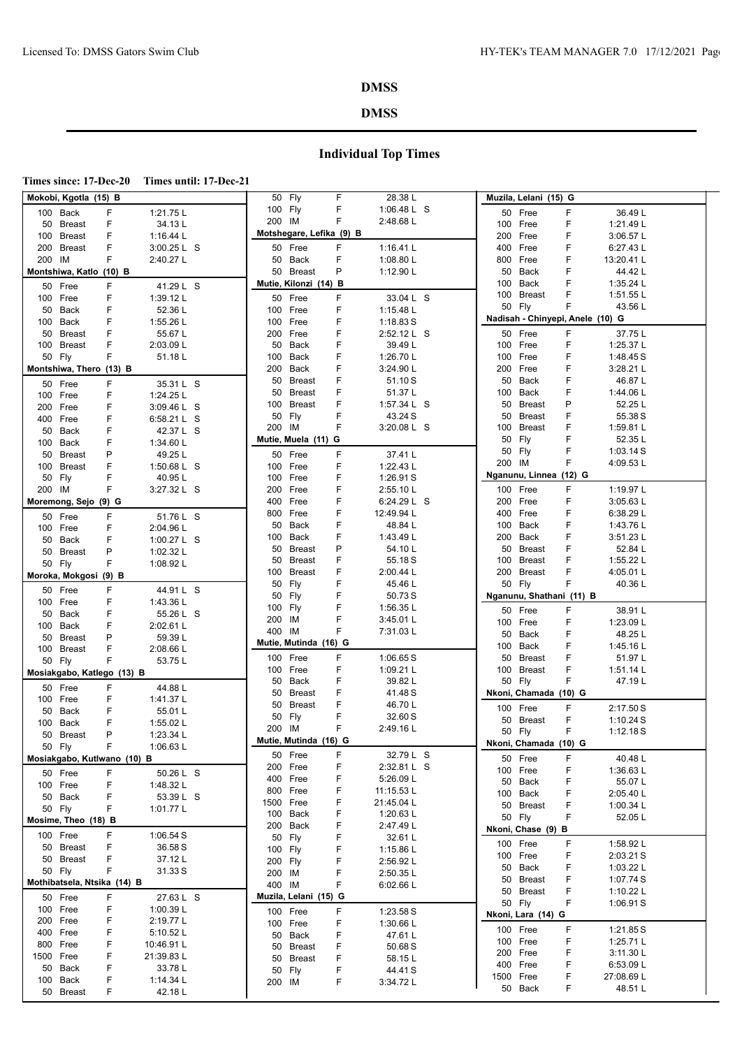# DMSS

## DMSS

## Individual Top Times

**Times since: 17-Dec-20 Times until: 17-Dec-21**

**Mokobi, Kgotla (15) B**

| Event | | Time |
|---|---|---|
| 100 Back | F | 1:21.75 L |
| 50 Breast | F | 34.13 L |
| 100 Breast | F | 1:16.44 L |
| 200 Breast | F | 3:00.25 L S |
| 200 IM | F | 2:40.27 L |

**Montshiwa, Katlo (10) B**

| Event | | Time |
|---|---|---|
| 50 Free | F | 41.29 L S |
| 100 Free | F | 1:39.12 L |
| 50 Back | F | 52.36 L |
| 100 Back | F | 1:55.26 L |
| 50 Breast | F | 55.67 L |
| 100 Breast | F | 2:03.09 L |
| 50 Fly | F | 51.18 L |

**Montshiwa, Thero (13) B**

| Event | | Time |
|---|---|---|
| 50 Free | F | 35.31 L S |
| 100 Free | F | 1:24.25 L |
| 200 Free | F | 3:09.46 L S |
| 400 Free | F | 6:58.21 L S |
| 50 Back | F | 42.37 L S |
| 100 Back | F | 1:34.60 L |
| 50 Breast | P | 49.25 L |
| 100 Breast | F | 1:50.68 L S |
| 50 Fly | F | 40.95 L |
| 200 IM | F | 3:27.32 L S |

**Moremong, Sejo (9) G**

| Event | | Time |
|---|---|---|
| 50 Free | F | 51.76 L S |
| 100 Free | F | 2:04.96 L |
| 50 Back | F | 1:00.27 L S |
| 50 Breast | P | 1:02.32 L |
| 50 Fly | F | 1:08.92 L |

**Moroka, Mokgosi (9) B**

| Event | | Time |
|---|---|---|
| 50 Free | F | 44.91 L S |
| 100 Free | F | 1:43.36 L |
| 50 Back | F | 55.26 L S |
| 100 Back | F | 2:02.61 L |
| 50 Breast | P | 59.39 L |
| 100 Breast | F | 2:08.66 L |
| 50 Fly | F | 53.75 L |

**Mosiakgabo, Katlego (13) B**

| Event | | Time |
|---|---|---|
| 50 Free | F | 44.88 L |
| 100 Free | F | 1:41.37 L |
| 50 Back | F | 55.01 L |
| 100 Back | F | 1:55.02 L |
| 50 Breast | P | 1:23.34 L |
| 50 Fly | F | 1:06.63 L |

**Mosiakgabo, Kutlwano (10) B**

| Event | | Time |
|---|---|---|
| 50 Free | F | 50.26 L S |
| 100 Free | F | 1:48.32 L |
| 50 Back | F | 53.39 L S |
| 50 Fly | F | 1:01.77 L |

**Mosime, Theo (18) B**

| Event | | Time |
|---|---|---|
| 100 Free | F | 1:06.54 S |
| 50 Breast | F | 36.58 S |
| 50 Breast | F | 37.12 L |
| 50 Fly | F | 31.33 S |

**Mothibatsela, Ntsika (14) B**

| Event | | Time |
|---|---|---|
| 50 Free | F | 27.63 L S |
| 100 Free | F | 1:00.39 L |
| 200 Free | F | 2:19.77 L |
| 400 Free | F | 5:10.52 L |
| 800 Free | F | 10:46.91 L |
| 1500 Free | F | 21:39.83 L |
| 50 Back | F | 33.78 L |
| 100 Back | F | 1:14.34 L |
| 50 Breast | F | 42.18 L |
| 50 Fly | F | 28.38 L |
| 100 Fly | F | 1:06.48 L S |
| 200 IM | F | 2:48.68 L |

**Motshegare, Lefika (9) B**

| Event | | Time |
|---|---|---|
| 50 Free | F | 1:16.41 L |
| 50 Back | F | 1:08.80 L |
| 50 Breast | P | 1:12.90 L |

**Mutie, Kilonzi (14) B**

| Event | | Time |
|---|---|---|
| 50 Free | F | 33.04 L S |
| 100 Free | F | 1:15.48 L |
| 100 Free | F | 1:18.83 S |
| 200 Free | F | 2:52.12 L S |
| 50 Back | F | 39.49 L |
| 100 Back | F | 1:26.70 L |
| 200 Back | F | 3:24.90 L |
| 50 Breast | F | 51.10 S |
| 50 Breast | F | 51.37 L |
| 100 Breast | F | 1:57.34 L S |
| 50 Fly | F | 43.24 S |
| 200 IM | F | 3:20.08 L S |

**Mutie, Muela (11) G**

| Event | | Time |
|---|---|---|
| 50 Free | F | 37.41 L |
| 100 Free | F | 1:22.43 L |
| 100 Free | F | 1:26.91 S |
| 200 Free | F | 2:55.10 L |
| 400 Free | F | 6:24.29 L S |
| 800 Free | F | 12:49.94 L |
| 50 Back | F | 48.84 L |
| 100 Back | F | 1:43.49 L |
| 50 Breast | P | 54.10 L |
| 50 Breast | F | 55.18 S |
| 100 Breast | F | 2:00.44 L |
| 50 Fly | F | 45.46 L |
| 50 Fly | F | 50.73 S |
| 100 Fly | F | 1:56.35 L |
| 200 IM | F | 3:45.01 L |
| 400 IM | F | 7:31.03 L |

**Mutie, Mutinda (16) G**

| Event | | Time |
|---|---|---|
| 100 Free | F | 1:06.65 S |
| 100 Free | F | 1:09.21 L |
| 50 Back | F | 39.82 L |
| 50 Breast | F | 41.48 S |
| 50 Breast | F | 46.70 L |
| 50 Fly | F | 32.60 S |
| 200 IM | F | 2:49.16 L |

**Mutie, Mutinda (16) G**

| Event | | Time |
|---|---|---|
| 50 Free | F | 32.79 L S |
| 200 Free | F | 2:32.81 L S |
| 400 Free | F | 5:26.09 L |
| 800 Free | F | 11:15.53 L |
| 1500 Free | F | 21:45.04 L |
| 100 Back | F | 1:20.63 L |
| 200 Back | F | 2:47.49 L |
| 50 Fly | F | 32.61 L |
| 100 Fly | F | 1:15.86 L |
| 200 Fly | F | 2:56.92 L |
| 200 IM | F | 2:50.35 L |
| 400 IM | F | 6:02.66 L |

**Muzila, Lelani (15) G**

| Event | | Time |
|---|---|---|
| 100 Free | F | 1:23.58 S |
| 100 Free | F | 1:30.66 L |
| 50 Back | F | 47.61 L |
| 50 Breast | F | 50.68 S |
| 50 Breast | F | 58.15 L |
| 50 Fly | F | 44.41 S |
| 200 IM | F | 3:34.72 L |

**Muzila, Lelani (15) G**

| Event | | Time |
|---|---|---|
| 50 Free | F | 36.49 L |
| 100 Free | F | 1:21.49 L |
| 200 Free | F | 3:06.57 L |
| 400 Free | F | 6:27.43 L |
| 800 Free | F | 13:20.41 L |
| 50 Back | F | 44.42 L |
| 100 Back | F | 1:35.24 L |
| 100 Breast | F | 1:51.55 L |
| 50 Fly | F | 43.56 L |

**Nadisah - Chinyepi, Anele (10) G**

| Event | | Time |
|---|---|---|
| 50 Free | F | 37.75 L |
| 100 Free | F | 1:25.37 L |
| 100 Free | F | 1:48.45 S |
| 200 Free | F | 3:28.21 L |
| 50 Back | F | 46.87 L |
| 100 Back | F | 1:44.06 L |
| 50 Breast | P | 52.25 L |
| 50 Breast | F | 55.38 S |
| 100 Breast | F | 1:59.81 L |
| 50 Fly | F | 52.35 L |
| 50 Fly | F | 1:03.14 S |
| 200 IM | F | 4:09.53 L |

**Nganunu, Linnea (12) G**

| Event | | Time |
|---|---|---|
| 100 Free | F | 1:19.97 L |
| 200 Free | F | 3:05.63 L |
| 400 Free | F | 6:38.29 L |
| 100 Back | F | 1:43.76 L |
| 200 Back | F | 3:51.23 L |
| 50 Breast | F | 52.84 L |
| 100 Breast | F | 1:55.22 L |
| 200 Breast | F | 4:05.01 L |
| 50 Fly | F | 40.36 L |

**Nganunu, Shathani (11) B**

| Event | | Time |
|---|---|---|
| 50 Free | F | 38.91 L |
| 100 Free | F | 1:23.09 L |
| 50 Back | F | 48.25 L |
| 100 Back | F | 1:45.16 L |
| 50 Breast | F | 51.97 L |
| 100 Breast | F | 1:51.14 L |
| 50 Fly | F | 47.19 L |

**Nkoni, Chamada (10) G**

| Event | | Time |
|---|---|---|
| 100 Free | F | 2:17.50 S |
| 50 Breast | F | 1:10.24 S |
| 50 Fly | F | 1:12.18 S |

**Nkoni, Chamada (10) G**

| Event | | Time |
|---|---|---|
| 50 Free | F | 40.48 L |
| 100 Free | F | 1:36.63 L |
| 50 Back | F | 55.07 L |
| 100 Back | F | 2:05.40 L |
| 50 Breast | F | 1:00.34 L |
| 50 Fly | F | 52.05 L |

**Nkoni, Chase (9) B**

| Event | | Time |
|---|---|---|
| 100 Free | F | 1:58.92 L |
| 100 Free | F | 2:03.21 S |
| 50 Back | F | 1:03.22 L |
| 50 Breast | F | 1:07.74 S |
| 50 Breast | F | 1:10.22 L |
| 50 Fly | F | 1:06.91 S |

**Nkoni, Lara (14) G**

| Event | | Time |
|---|---|---|
| 100 Free | F | 1:21.85 S |
| 100 Free | F | 1:25.71 L |
| 200 Free | F | 3:11.30 L |
| 400 Free | F | 6:53.09 L |
| 1500 Free | F | 27:08.69 L |
| 50 Back | F | 48.51 L |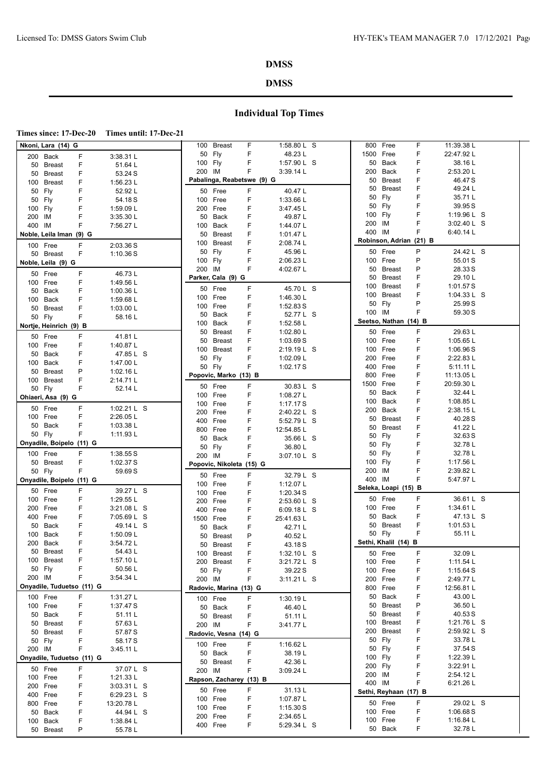# DMSS

## DMSS

### Individual Top Times

**Times since: 17-Dec-20 Times until: 17-Dec-21**

**Nkoni, Lara (14) G**

| Event | | Time |
|---|---|---|
| 200 Back | F | 3:38.31 L |
| 50 Breast | F | 51.64 L |
| 50 Breast | F | 53.24 S |
| 100 Breast | F | 1:56.23 L |
| 50 Fly | F | 52.92 L |
| 50 Fly | F | 54.18 S |
| 100 Fly | F | 1:59.09 L |
| 200 IM | F | 3:35.30 L |
| 400 IM | F | 7:56.27 L |

**Noble, Leila Iman (9) G**

| Event | | Time |
|---|---|---|
| 100 Free | F | 2:03.36 S |
| 50 Breast | F | 1:10.36 S |

**Noble, Leila (9) G**

| Event | | Time |
|---|---|---|
| 50 Free | F | 46.73 L |
| 100 Free | F | 1:49.56 L |
| 50 Back | F | 1:00.36 L |
| 100 Back | F | 1:59.68 L |
| 50 Breast | F | 1:03.00 L |
| 50 Fly | F | 58.16 L |

**Nortje, Heinrich (9) B**

| Event | | Time |
|---|---|---|
| 50 Free | F | 41.81 L |
| 100 Free | F | 1:40.87 L |
| 50 Back | F | 47.85 L S |
| 100 Back | F | 1:47.00 L |
| 50 Breast | P | 1:02.16 L |
| 100 Breast | F | 2:14.71 L |
| 50 Fly | F | 52.14 L |

**Ohiaeri, Asa (9) G**

| Event | | Time |
|---|---|---|
| 50 Free | F | 1:02.21 L S |
| 100 Free | F | 2:26.05 L |
| 50 Back | F | 1:03.38 L |
| 50 Fly | F | 1:11.93 L |

**Onyadile, Boipelo (11) G**

| Event | | Time |
|---|---|---|
| 100 Free | F | 1:38.55 S |
| 50 Breast | F | 1:02.37 S |
| 50 Fly | F | 59.69 S |

**Onyadile, Boipelo (11) G**

| Event | | Time |
|---|---|---|
| 50 Free | F | 39.27 L S |
| 100 Free | F | 1:29.55 L |
| 200 Free | F | 3:21.08 L S |
| 400 Free | F | 7:05.69 L S |
| 50 Back | F | 49.14 L S |
| 100 Back | F | 1:50.09 L |
| 200 Back | F | 3:54.72 L |
| 50 Breast | F | 54.43 L |
| 100 Breast | F | 1:57.10 L |
| 50 Fly | F | 50.56 L |
| 200 IM | F | 3:54.34 L |

**Onyadile, Tudetso (11) G**

| Event | | Time |
|---|---|---|
| 100 Free | F | 1:31.27 L |
| 100 Free | F | 1:37.47 S |
| 50 Back | F | 51.11 L |
| 50 Breast | F | 57.63 L |
| 50 Breast | F | 57.87 S |
| 50 Fly | F | 58.17 S |
| 200 IM | F | 3:45.11 L |

**Onyadile, Tudetso (11) G**

| Event | | Time |
|---|---|---|
| 50 Free | F | 37.07 L S |
| 100 Free | F | 1:21.33 L |
| 200 Free | F | 3:03.31 L S |
| 400 Free | F | 6:29.23 L S |
| 800 Free | F | 13:20.78 L |
| 50 Back | F | 44.94 L S |
| 100 Back | F | 1:38.84 L |
| 50 Breast | P | 55.78 L |
| 100 Breast | F | 1:58.80 L S |
| 50 Fly | F | 48.23 L |
| 100 Fly | F | 1:57.90 L S |
| 200 IM | F | 3:39.14 L |

**Pabalinga, Reabetswe (9) G**

| Event | | Time |
|---|---|---|
| 50 Free | F | 40.47 L |
| 100 Free | F | 1:33.66 L |
| 200 Free | F | 3:47.45 L |
| 50 Back | F | 49.87 L |
| 100 Back | F | 1:44.07 L |
| 50 Breast | F | 1:01.47 L |
| 100 Breast | F | 2:08.74 L |
| 50 Fly | F | 45.96 L |
| 100 Fly | F | 2:06.23 L |
| 200 IM | F | 4:02.67 L |

**Parker, Cala (9) G**

| Event | | Time |
|---|---|---|
| 50 Free | F | 45.70 L S |
| 100 Free | F | 1:46.30 L |
| 100 Free | F | 1:52.83 S |
| 50 Back | F | 52.77 L S |
| 100 Back | F | 1:52.58 L |
| 50 Breast | F | 1:02.80 L |
| 50 Breast | F | 1:03.69 S |
| 100 Breast | F | 2:19.19 L S |
| 50 Fly | F | 1:02.09 L |
| 50 Fly | F | 1:02.17 S |

**Popovic, Marko (13) B**

| Event | | Time |
|---|---|---|
| 50 Free | F | 30.83 L S |
| 100 Free | F | 1:08.27 L |
| 100 Free | F | 1:17.17 S |
| 200 Free | F | 2:40.22 L S |
| 400 Free | F | 5:52.79 L S |
| 800 Free | F | 12:54.85 L |
| 50 Back | F | 35.66 L S |
| 50 Fly | F | 36.80 L |
| 200 IM | F | 3:07.10 L S |

**Popovic, Nikoleta (15) G**

| Event | | Time |
|---|---|---|
| 50 Free | F | 32.79 L S |
| 100 Free | F | 1:12.07 L |
| 100 Free | F | 1:20.34 S |
| 200 Free | F | 2:53.60 L S |
| 400 Free | F | 6:09.18 L S |
| 1500 Free | F | 25:41.63 L |
| 50 Back | F | 42.71 L |
| 50 Breast | P | 40.52 L |
| 50 Breast | F | 43.18 S |
| 100 Breast | F | 1:32.10 L S |
| 200 Breast | F | 3:21.72 L S |
| 50 Fly | F | 39.22 S |
| 200 IM | F | 3:11.21 L S |

**Radovic, Marina (13) G**

| Event | | Time |
|---|---|---|
| 100 Free | F | 1:30.19 L |
| 50 Back | F | 46.40 L |
| 50 Breast | F | 51.11 L |
| 200 IM | F | 3:41.77 L |

**Radovic, Vesna (14) G**

| Event | | Time |
|---|---|---|
| 100 Free | F | 1:16.62 L |
| 50 Back | F | 38.19 L |
| 50 Breast | F | 42.36 L |
| 200 IM | F | 3:09.24 L |

**Rapson, Zacharey (13) B**

| Event | | Time |
|---|---|---|
| 50 Free | F | 31.13 L |
| 100 Free | F | 1:07.87 L |
| 100 Free | F | 1:15.30 S |
| 200 Free | F | 2:34.65 L |
| 400 Free | F | 5:29.34 L S |
| 800 Free | F | 11:39.38 L |
| 1500 Free | F | 22:47.92 L |
| 50 Back | F | 38.16 L |
| 200 Back | F | 2:53.20 L |
| 50 Breast | F | 46.47 S |
| 50 Breast | F | 49.24 L |
| 50 Fly | F | 35.71 L |
| 50 Fly | F | 39.95 S |
| 100 Fly | F | 1:19.96 L S |
| 200 IM | F | 3:02.40 L S |
| 400 IM | F | 6:40.14 L |

**Robinson, Adrian (21) B**

| Event | | Time |
|---|---|---|
| 50 Free | P | 24.42 L S |
| 100 Free | P | 55.01 S |
| 50 Breast | P | 28.33 S |
| 50 Breast | F | 29.10 L |
| 100 Breast | F | 1:01.57 S |
| 100 Breast | F | 1:04.33 L S |
| 50 Fly | P | 25.99 S |
| 100 IM | F | 59.30 S |

**Seetso, Nathan (14) B**

| Event | | Time |
|---|---|---|
| 50 Free | F | 29.63 L |
| 100 Free | F | 1:05.65 L |
| 100 Free | F | 1:06.96 S |
| 200 Free | F | 2:22.83 L |
| 400 Free | F | 5:11.11 L |
| 800 Free | F | 11:13.05 L |
| 1500 Free | F | 20:59.30 L |
| 50 Back | F | 32.44 L |
| 100 Back | F | 1:08.85 L |
| 200 Back | F | 2:38.15 L |
| 50 Breast | F | 40.28 S |
| 50 Breast | F | 41.22 L |
| 50 Fly | F | 32.63 S |
| 50 Fly | F | 32.78 L |
| 50 Fly | F | 32.78 L |
| 100 Fly | F | 1:17.56 L |
| 200 IM | F | 2:39.82 L |
| 400 IM | F | 5:47.97 L |

**Seleka, Loapi (15) B**

| Event | | Time |
|---|---|---|
| 50 Free | F | 36.61 L S |
| 100 Free | F | 1:34.61 L |
| 50 Back | F | 47.13 L S |
| 50 Breast | F | 1:01.53 L |
| 50 Fly | F | 55.11 L |

**Sethi, Khalil (14) B**

| Event | | Time |
|---|---|---|
| 50 Free | F | 32.09 L |
| 100 Free | F | 1:11.54 L |
| 100 Free | F | 1:15.64 S |
| 200 Free | F | 2:49.77 L |
| 800 Free | F | 12:56.81 L |
| 50 Back | F | 43.00 L |
| 50 Breast | P | 36.50 L |
| 50 Breast | F | 40.53 S |
| 100 Breast | F | 1:21.76 L S |
| 200 Breast | F | 2:59.92 L S |
| 50 Fly | F | 33.78 L |
| 50 Fly | F | 37.54 S |
| 100 Fly | F | 1:22.39 L |
| 200 Fly | F | 3:22.91 L |
| 200 IM | F | 2:54.12 L |
| 400 IM | F | 6:21.26 L |

**Sethi, Reyhaan (17) B**

| Event | | Time |
|---|---|---|
| 50 Free | F | 29.02 L S |
| 100 Free | F | 1:06.68 S |
| 100 Free | F | 1:16.84 L |
| 50 Back | F | 32.78 L |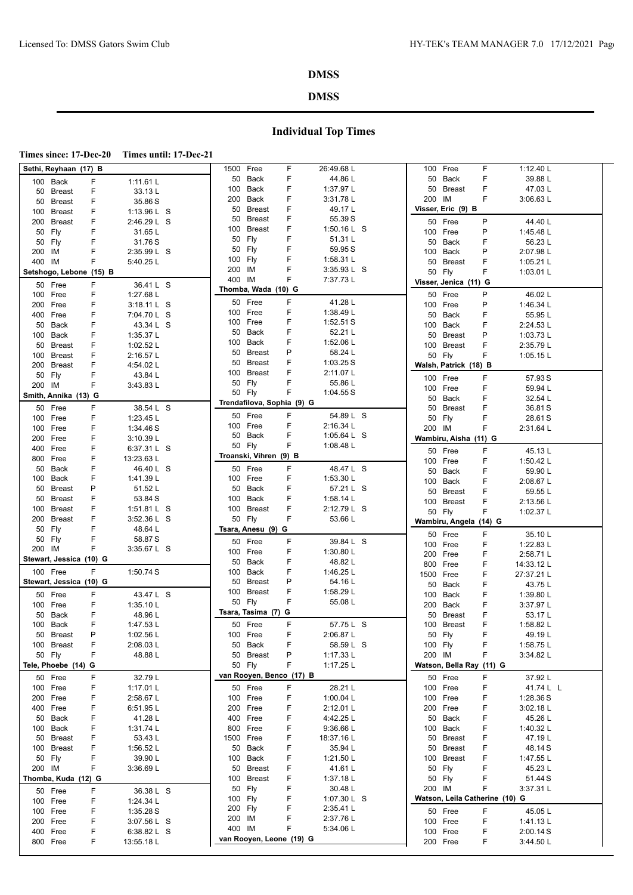# DMSS

## DMSS

### Individual Top Times

**Times since: 17-Dec-20 Times until: 17-Dec-21**

**Sethi, Reyhaan (17) B**

| Event | | Time |
|---|---|---|
| 100 Back | F | 1:11.61 L |
| 50 Breast | F | 33.13 L |
| 50 Breast | F | 35.86 S |
| 100 Breast | F | 1:13.96 L S |
| 200 Breast | F | 2:46.29 L S |
| 50 Fly | F | 31.65 L |
| 50 Fly | F | 31.76 S |
| 200 IM | F | 2:35.99 L S |
| 400 IM | F | 5:40.25 L |

**Setshogo, Lebone (15) B**

| Event | | Time |
|---|---|---|
| 50 Free | F | 36.41 L S |
| 100 Free | F | 1:27.68 L |
| 200 Free | F | 3:18.11 L S |
| 400 Free | F | 7:04.70 L S |
| 50 Back | F | 43.34 L S |
| 100 Back | F | 1:35.37 L |
| 50 Breast | F | 1:02.52 L |
| 100 Breast | F | 2:16.57 L |
| 200 Breast | F | 4:54.02 L |
| 50 Fly | F | 43.84 L |
| 200 IM | F | 3:43.83 L |

**Smith, Annika (13) G**

| Event | | Time |
|---|---|---|
| 50 Free | F | 38.54 L S |
| 100 Free | F | 1:23.45 L |
| 100 Free | F | 1:34.46 S |
| 200 Free | F | 3:10.39 L |
| 400 Free | F | 6:37.31 L S |
| 800 Free | F | 13:23.63 L |
| 50 Back | F | 46.40 L S |
| 100 Back | F | 1:41.39 L |
| 50 Breast | P | 51.52 L |
| 50 Breast | F | 53.84 S |
| 100 Breast | F | 1:51.81 L S |
| 200 Breast | F | 3:52.36 L S |
| 50 Fly | F | 48.64 L |
| 50 Fly | F | 58.87 S |
| 200 IM | F | 3:35.67 L S |

**Stewart, Jessica (10) G**

| Event | | Time |
|---|---|---|
| 100 Free | F | 1:50.74 S |

**Stewart, Jessica (10) G**

| Event | | Time |
|---|---|---|
| 50 Free | F | 43.47 L S |
| 100 Free | F | 1:35.10 L |
| 50 Back | F | 48.96 L |
| 100 Back | F | 1:47.53 L |
| 50 Breast | P | 1:02.56 L |
| 100 Breast | F | 2:08.03 L |
| 50 Fly | F | 48.88 L |

**Tele, Phoebe (14) G**

| Event | | Time |
|---|---|---|
| 50 Free | F | 32.79 L |
| 100 Free | F | 1:17.01 L |
| 200 Free | F | 2:58.67 L |
| 400 Free | F | 6:51.95 L |
| 50 Back | F | 41.28 L |
| 100 Back | F | 1:31.74 L |
| 50 Breast | F | 53.43 L |
| 100 Breast | F | 1:56.52 L |
| 50 Fly | F | 39.90 L |
| 200 IM | F | 3:36.69 L |

**Thomba, Kuda (12) G**

| Event | | Time |
|---|---|---|
| 50 Free | F | 36.38 L S |
| 100 Free | F | 1:24.34 L |
| 100 Free | F | 1:35.28 S |
| 200 Free | F | 3:07.56 L S |
| 400 Free | F | 6:38.82 L S |
| 800 Free | F | 13:55.18 L |
| 1500 Free | F | 26:49.68 L |
| 50 Back | F | 44.86 L |
| 100 Back | F | 1:37.97 L |
| 200 Back | F | 3:31.78 L |
| 50 Breast | F | 49.17 L |
| 50 Breast | F | 55.39 S |
| 100 Breast | F | 1:50.16 L S |
| 50 Fly | F | 51.31 L |
| 50 Fly | F | 59.95 S |
| 100 Fly | F | 1:58.31 L |
| 200 IM | F | 3:35.93 L S |
| 400 IM | F | 7:37.73 L |

**Thomba, Wada (10) G**

| Event | | Time |
|---|---|---|
| 50 Free | F | 41.28 L |
| 100 Free | F | 1:38.49 L |
| 100 Free | F | 1:52.51 S |
| 50 Back | F | 52.21 L |
| 100 Back | F | 1:52.06 L |
| 50 Breast | P | 58.24 L |
| 50 Breast | F | 1:03.25 S |
| 100 Breast | F | 2:11.07 L |
| 50 Fly | F | 55.86 L |
| 50 Fly | F | 1:04.55 S |

**Trendafilova, Sophia (9) G**

| Event | | Time |
|---|---|---|
| 50 Free | F | 54.89 L S |
| 100 Free | F | 2:16.34 L |
| 50 Back | F | 1:05.64 L S |
| 50 Fly | F | 1:08.48 L |

**Troanski, Vihren (9) B**

| Event | | Time |
|---|---|---|
| 50 Free | F | 48.47 L S |
| 100 Free | F | 1:53.30 L |
| 50 Back | F | 57.21 L S |
| 100 Back | F | 1:58.14 L |
| 100 Breast | F | 2:12.79 L S |
| 50 Fly | F | 53.66 L |

**Tsara, Anesu (9) G**

| Event | | Time |
|---|---|---|
| 50 Free | F | 39.84 L S |
| 100 Free | F | 1:30.80 L |
| 50 Back | F | 48.82 L |
| 100 Back | F | 1:46.25 L |
| 50 Breast | P | 54.16 L |
| 100 Breast | F | 1:58.29 L |
| 50 Fly | F | 55.08 L |

**Tsara, Tasima (7) G**

| Event | | Time |
|---|---|---|
| 50 Free | F | 57.75 L S |
| 100 Free | F | 2:06.87 L |
| 50 Back | F | 58.59 L S |
| 50 Breast | P | 1:17.33 L |
| 50 Fly | F | 1:17.25 L |

**van Rooyen, Benco (17) B**

| Event | | Time |
|---|---|---|
| 50 Free | F | 28.21 L |
| 100 Free | F | 1:00.04 L |
| 200 Free | F | 2:12.01 L |
| 400 Free | F | 4:42.25 L |
| 800 Free | F | 9:36.66 L |
| 1500 Free | F | 18:37.16 L |
| 50 Back | F | 35.94 L |
| 100 Back | F | 1:21.50 L |
| 50 Breast | F | 41.61 L |
| 100 Breast | F | 1:37.18 L |
| 50 Fly | F | 30.48 L |
| 100 Fly | F | 1:07.30 L S |
| 200 Fly | F | 2:35.41 L |
| 200 IM | F | 2:37.76 L |
| 400 IM | F | 5:34.06 L |

**van Rooyen, Leone (19) G**

| Event | | Time |
|---|---|---|
| 100 Free | F | 1:12.40 L |
| 50 Back | F | 39.88 L |
| 50 Breast | F | 47.03 L |
| 200 IM | F | 3:06.63 L |

**Visser, Eric (9) B**

| Event | | Time |
|---|---|---|
| 50 Free | P | 44.40 L |
| 100 Free | P | 1:45.48 L |
| 50 Back | F | 56.23 L |
| 100 Back | P | 2:07.98 L |
| 50 Breast | F | 1:05.21 L |
| 50 Fly | F | 1:03.01 L |

**Visser, Jenica (11) G**

| Event | | Time |
|---|---|---|
| 50 Free | P | 46.02 L |
| 100 Free | P | 1:46.34 L |
| 50 Back | F | 55.95 L |
| 100 Back | F | 2:24.53 L |
| 50 Breast | P | 1:03.73 L |
| 100 Breast | F | 2:35.79 L |
| 50 Fly | F | 1:05.15 L |

**Walsh, Patrick (18) B**

| Event | | Time |
|---|---|---|
| 100 Free | F | 57.93 S |
| 100 Free | F | 59.94 L |
| 50 Back | F | 32.54 L |
| 50 Breast | F | 36.81 S |
| 50 Fly | F | 28.61 S |
| 200 IM | F | 2:31.64 L |

**Wambiru, Aisha (11) G**

| Event | | Time |
|---|---|---|
| 50 Free | F | 45.13 L |
| 100 Free | F | 1:50.42 L |
| 50 Back | F | 59.90 L |
| 100 Back | F | 2:08.67 L |
| 50 Breast | F | 59.55 L |
| 100 Breast | F | 2:13.56 L |
| 50 Fly | F | 1:02.37 L |

**Wambiru, Angela (14) G**

| Event | | Time |
|---|---|---|
| 50 Free | F | 35.10 L |
| 100 Free | F | 1:22.83 L |
| 200 Free | F | 2:58.71 L |
| 800 Free | F | 14:33.12 L |
| 1500 Free | F | 27:37.21 L |
| 50 Back | F | 43.75 L |
| 100 Back | F | 1:39.80 L |
| 200 Back | F | 3:37.97 L |
| 50 Breast | F | 53.17 L |
| 100 Breast | F | 1:58.82 L |
| 50 Fly | F | 49.19 L |
| 100 Fly | F | 1:58.75 L |
| 200 IM | F | 3:34.82 L |

**Watson, Bella Ray (11) G**

| Event | | Time |
|---|---|---|
| 50 Free | F | 37.92 L |
| 100 Free | F | 41.74 L L |
| 100 Free | F | 1:28.36 S |
| 200 Free | F | 3:02.18 L |
| 50 Back | F | 45.26 L |
| 100 Back | F | 1:40.32 L |
| 50 Breast | F | 47.19 L |
| 50 Breast | F | 48.14 S |
| 100 Breast | F | 1:47.55 L |
| 50 Fly | F | 45.23 L |
| 50 Fly | F | 51.44 S |
| 200 IM | F | 3:37.31 L |

**Watson, Leila Catherine (10) G**

| Event | | Time |
|---|---|---|
| 50 Free | F | 45.05 L |
| 100 Free | F | 1:41.13 L |
| 100 Free | F | 2:00.14 S |
| 200 Free | F | 3:44.50 L |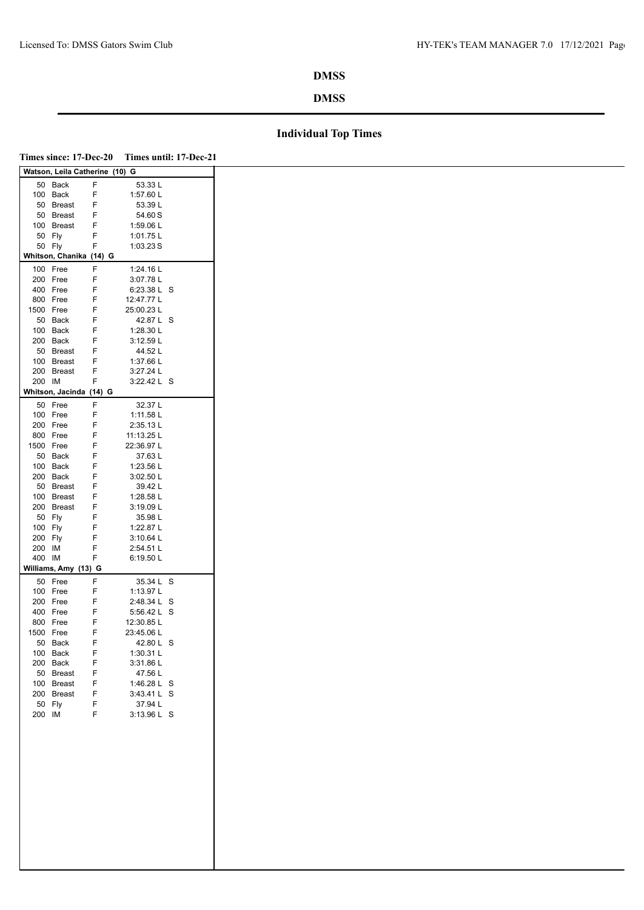# DMSS

# DMSS

## Individual Top Times

**Times since: 17-Dec-20 Times until: 17-Dec-21**

**Watson, Leila Catherine (10) G**

| | | | | |
|---|---|---|---|---|
| 50 | Back | F | 53.33 L | |
| 100 | Back | F | 1:57.60 L | |
| 50 | Breast | F | 53.39 L | |
| 50 | Breast | F | 54.60 S | |
| 100 | Breast | F | 1:59.06 L | |
| 50 | Fly | F | 1:01.75 L | |
| 50 | Fly | F | 1:03.23 S | |

**Whitson, Chanika (14) G**

| | | | | |
|---|---|---|---|---|
| 100 | Free | F | 1:24.16 L | |
| 200 | Free | F | 3:07.78 L | |
| 400 | Free | F | 6:23.38 L | S |
| 800 | Free | F | 12:47.77 L | |
| 1500 | Free | F | 25:00.23 L | |
| 50 | Back | F | 42.87 L | S |
| 100 | Back | F | 1:28.30 L | |
| 200 | Back | F | 3:12.59 L | |
| 50 | Breast | F | 44.52 L | |
| 100 | Breast | F | 1:37.66 L | |
| 200 | Breast | F | 3:27.24 L | |
| 200 | IM | F | 3:22.42 L | S |

**Whitson, Jacinda (14) G**

| | | | | |
|---|---|---|---|---|
| 50 | Free | F | 32.37 L | |
| 100 | Free | F | 1:11.58 L | |
| 200 | Free | F | 2:35.13 L | |
| 800 | Free | F | 11:13.25 L | |
| 1500 | Free | F | 22:36.97 L | |
| 50 | Back | F | 37.63 L | |
| 100 | Back | F | 1:23.56 L | |
| 200 | Back | F | 3:02.50 L | |
| 50 | Breast | F | 39.42 L | |
| 100 | Breast | F | 1:28.58 L | |
| 200 | Breast | F | 3:19.09 L | |
| 50 | Fly | F | 35.98 L | |
| 100 | Fly | F | 1:22.87 L | |
| 200 | Fly | F | 3:10.64 L | |
| 200 | IM | F | 2:54.51 L | |
| 400 | IM | F | 6:19.50 L | |

**Williams, Amy (13) G**

| | | | | |
|---|---|---|---|---|
| 50 | Free | F | 35.34 L | S |
| 100 | Free | F | 1:13.97 L | |
| 200 | Free | F | 2:48.34 L | S |
| 400 | Free | F | 5:56.42 L | S |
| 800 | Free | F | 12:30.85 L | |
| 1500 | Free | F | 23:45.06 L | |
| 50 | Back | F | 42.80 L | S |
| 100 | Back | F | 1:30.31 L | |
| 200 | Back | F | 3:31.86 L | |
| 50 | Breast | F | 47.56 L | |
| 100 | Breast | F | 1:46.28 L | S |
| 200 | Breast | F | 3:43.41 L | S |
| 50 | Fly | F | 37.94 L | |
| 200 | IM | F | 3:13.96 L | S |